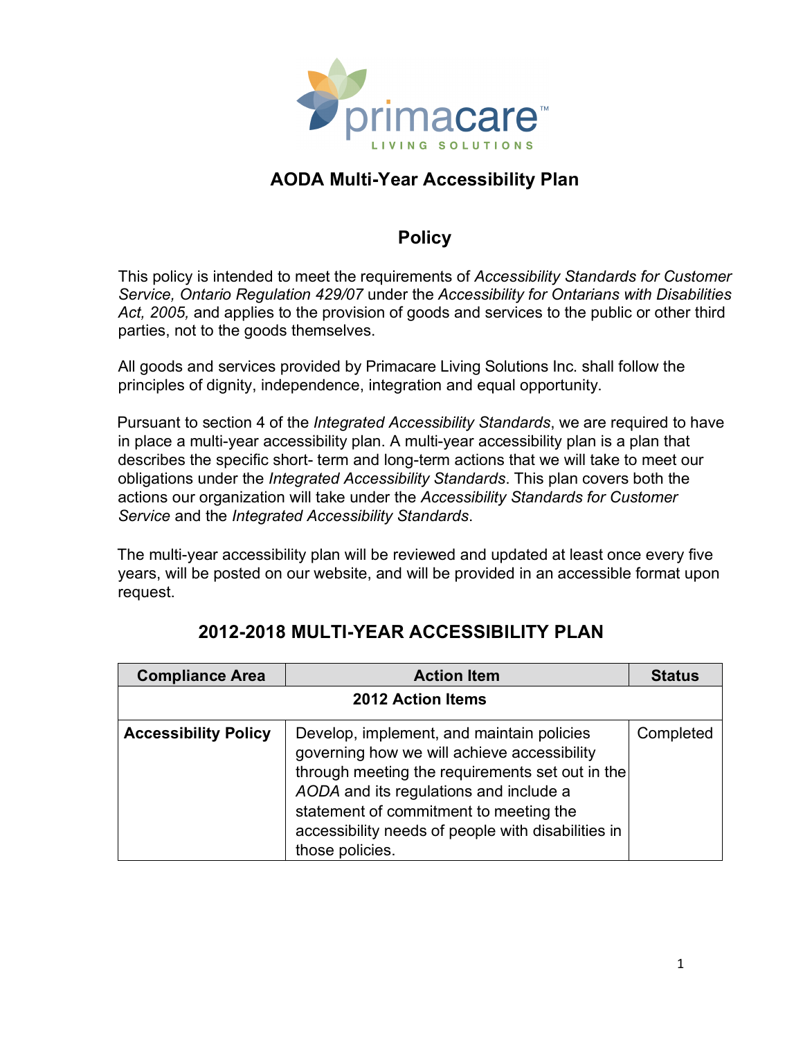# AODA Multi-Year Accessibility Plan

## Policy

This policy is intended to meet the requirements of *Accessibility Standards for Customer Service, Ontario Regulation 429/07* under the *Accessibility for Ontarians with Disabilities Act, 2005,* and applies to the provision of goods and services to the public or other third parties, not to the goods themselves.

All goods and services provided by Primacare Living Solutions Inc. shall follow the principles of dignity, independence, integration and equal opportunity.

Pursuant to section 4 of the *Integrated Accessibility Standards*, we are required to have in place a multi-year accessibility plan. A multi-year accessibility plan is a plan that describes the specific short- term and long-term actions that we will take to meet our obligations under the *Integrated Accessibility Standards*. This plan covers both the actions our organization will take under the *Accessibility Standards for Customer Service* and the *Integrated Accessibility Standards*.

The multi-year accessibility plan will be reviewed and updated at least once every five years, will be posted on our website, and will be provided in an accessible format upon request.

## 2012-2018 MULTI-YEAR ACCESSIBILITY PLAN

| Compliance Area | Action Item | Status |
|---|---|---|
| | **2012 Action Items** | |
| **Accessibility Policy** | Develop, implement, and maintain policies governing how we will achieve accessibility through meeting the requirements set out in the *AODA* and its regulations and include a statement of commitment to meeting the accessibility needs of people with disabilities in those policies. | Completed |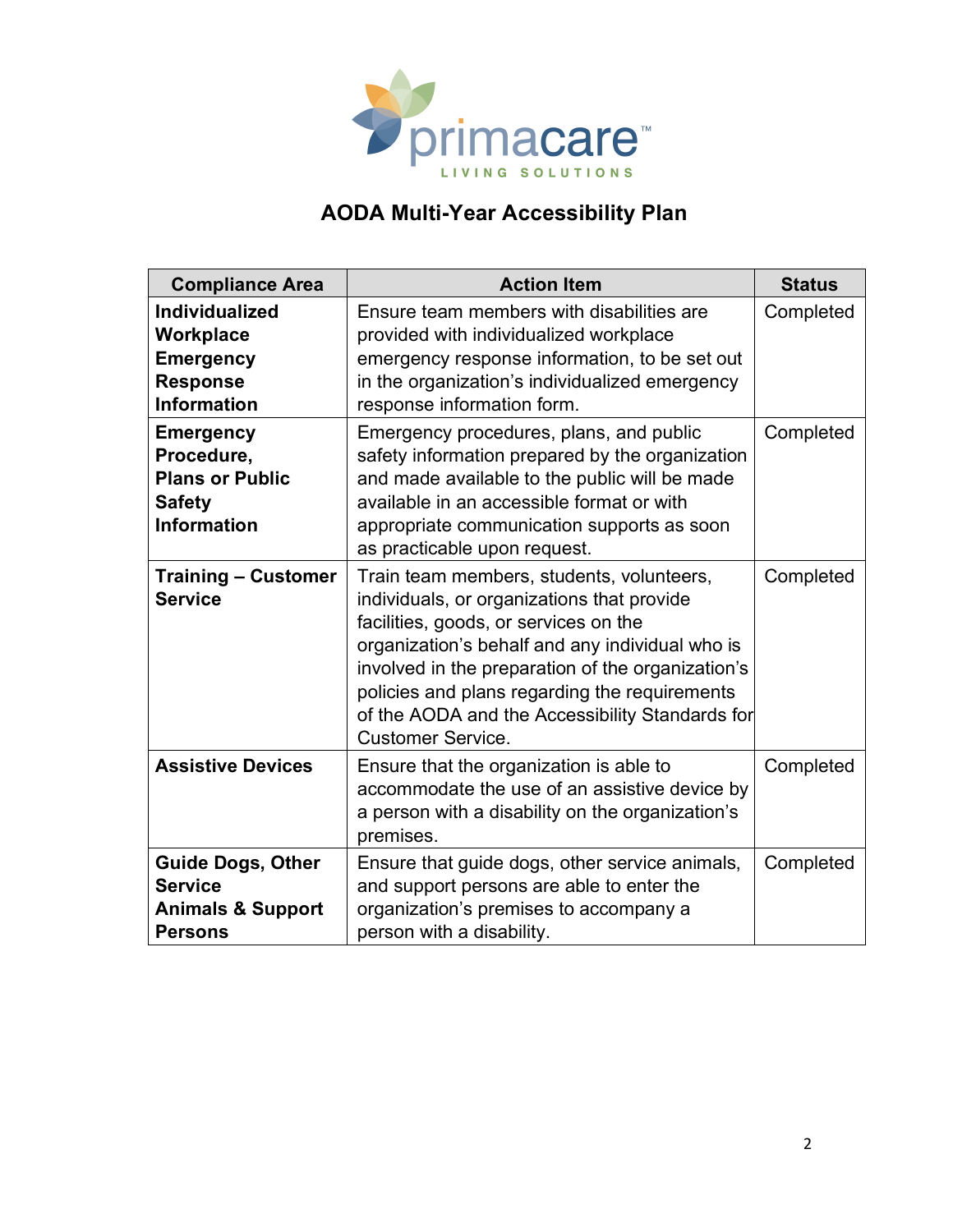# AODA Multi-Year Accessibility Plan

| Compliance Area | Action Item | Status |
|---|---|---|
| **Individualized Workplace Emergency Response Information** | Ensure team members with disabilities are provided with individualized workplace emergency response information, to be set out in the organization's individualized emergency response information form. | Completed |
| **Emergency Procedure, Plans or Public Safety Information** | Emergency procedures, plans, and public safety information prepared by the organization and made available to the public will be made available in an accessible format or with appropriate communication supports as soon as practicable upon request. | Completed |
| **Training – Customer Service** | Train team members, students, volunteers, individuals, or organizations that provide facilities, goods, or services on the organization's behalf and any individual who is involved in the preparation of the organization's policies and plans regarding the requirements of the AODA and the Accessibility Standards for Customer Service. | Completed |
| **Assistive Devices** | Ensure that the organization is able to accommodate the use of an assistive device by a person with a disability on the organization's premises. | Completed |
| **Guide Dogs, Other Service Animals & Support Persons** | Ensure that guide dogs, other service animals, and support persons are able to enter the organization's premises to accompany a person with a disability. | Completed |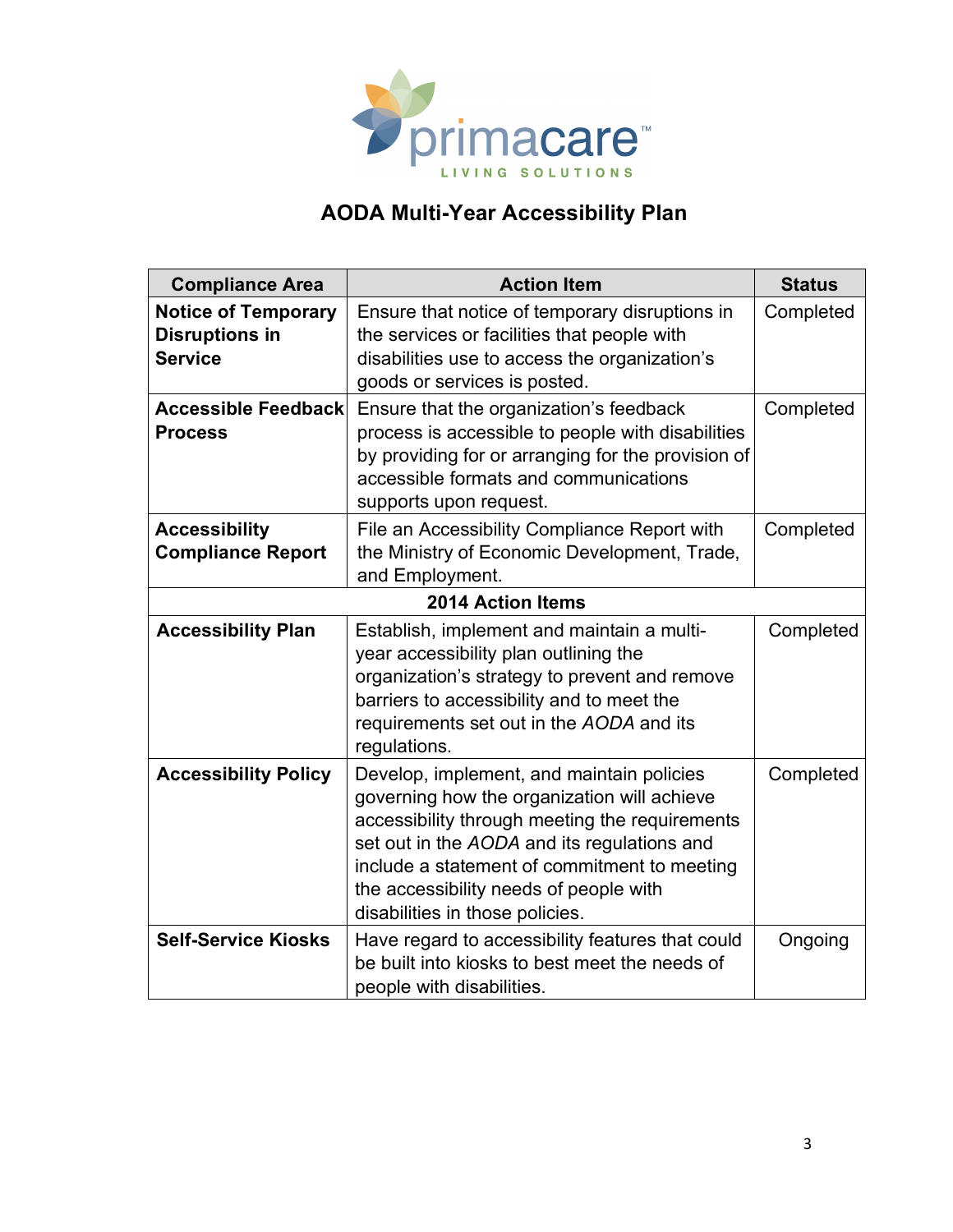# AODA Multi-Year Accessibility Plan

| Compliance Area | Action Item | Status |
|---|---|---|
| **Notice of Temporary Disruptions in Service** | Ensure that notice of temporary disruptions in the services or facilities that people with disabilities use to access the organization's goods or services is posted. | Completed |
| **Accessible Feedback Process** | Ensure that the organization's feedback process is accessible to people with disabilities by providing for or arranging for the provision of accessible formats and communications supports upon request. | Completed |
| **Accessibility Compliance Report** | File an Accessibility Compliance Report with the Ministry of Economic Development, Trade, and Employment. | Completed |
| | **2014 Action Items** | |
| **Accessibility Plan** | Establish, implement and maintain a multi-year accessibility plan outlining the organization's strategy to prevent and remove barriers to accessibility and to meet the requirements set out in the *AODA* and its regulations. | Completed |
| **Accessibility Policy** | Develop, implement, and maintain policies governing how the organization will achieve accessibility through meeting the requirements set out in the *AODA* and its regulations and include a statement of commitment to meeting the accessibility needs of people with disabilities in those policies. | Completed |
| **Self-Service Kiosks** | Have regard to accessibility features that could be built into kiosks to best meet the needs of people with disabilities. | Ongoing |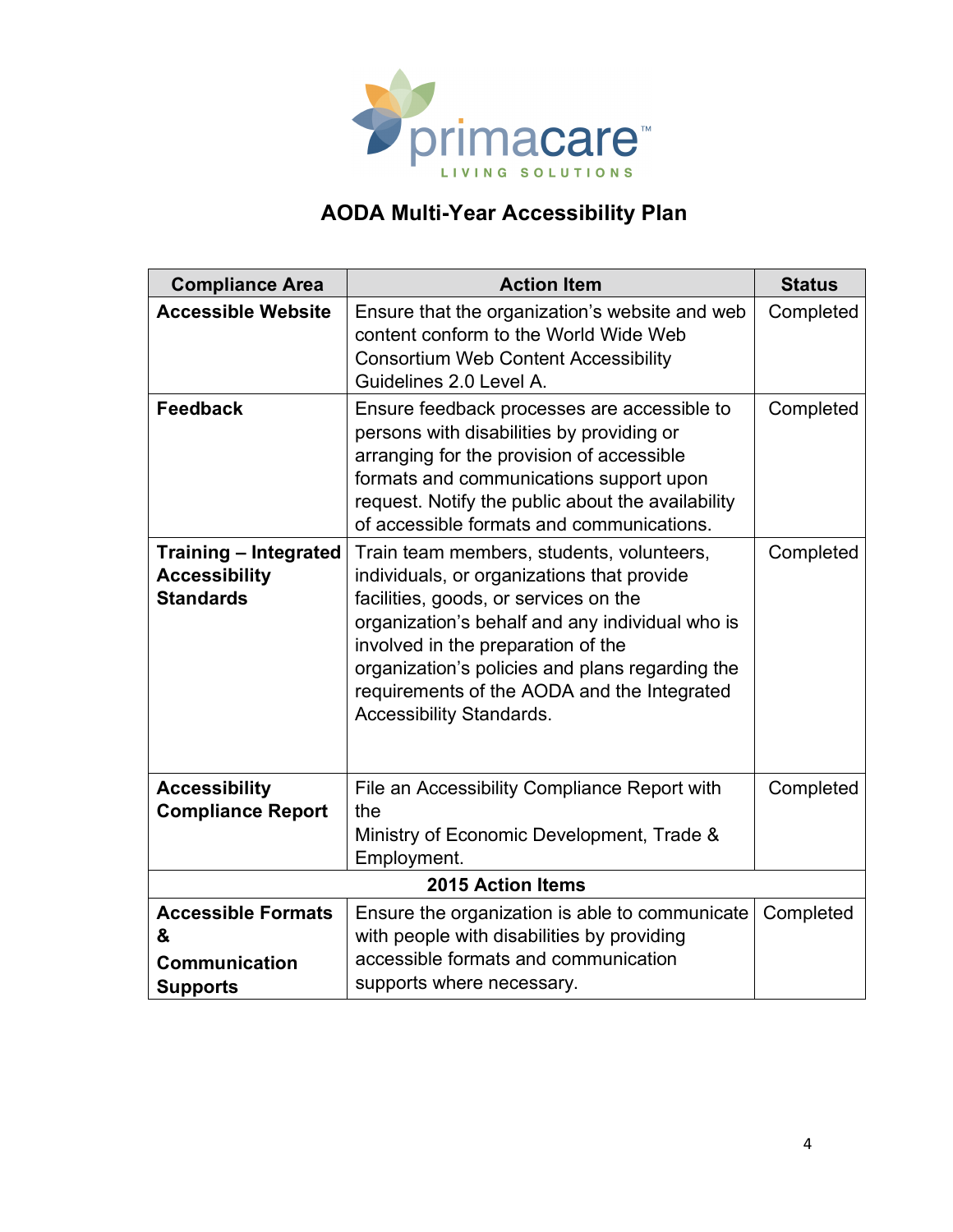# AODA Multi-Year Accessibility Plan

| Compliance Area | Action Item | Status |
|---|---|---|
| **Accessible Website** | Ensure that the organization's website and web content conform to the World Wide Web Consortium Web Content Accessibility Guidelines 2.0 Level A. | Completed |
| **Feedback** | Ensure feedback processes are accessible to persons with disabilities by providing or arranging for the provision of accessible formats and communications support upon request. Notify the public about the availability of accessible formats and communications. | Completed |
| **Training – Integrated Accessibility Standards** | Train team members, students, volunteers, individuals, or organizations that provide facilities, goods, or services on the organization's behalf and any individual who is involved in the preparation of the organization's policies and plans regarding the requirements of the AODA and the Integrated Accessibility Standards. | Completed |
| **Accessibility Compliance Report** | File an Accessibility Compliance Report with the Ministry of Economic Development, Trade & Employment. | Completed |
| **2015 Action Items** | | |
| **Accessible Formats & Communication Supports** | Ensure the organization is able to communicate with people with disabilities by providing accessible formats and communication supports where necessary. | Completed |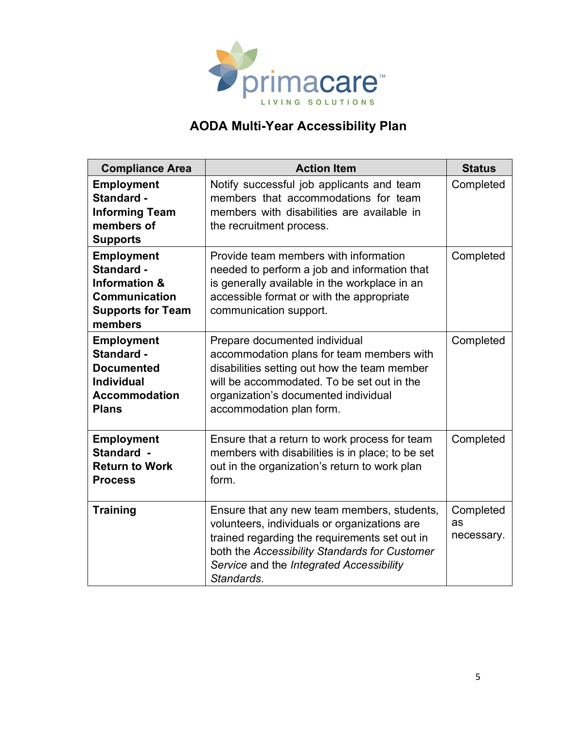# AODA Multi-Year Accessibility Plan

| Compliance Area | Action Item | Status |
|---|---|---|
| **Employment Standard - Informing Team members of Supports** | Notify successful job applicants and team members that accommodations for team members with disabilities are available in the recruitment process. | Completed |
| **Employment Standard - Information & Communication Supports for Team members** | Provide team members with information needed to perform a job and information that is generally available in the workplace in an accessible format or with the appropriate communication support. | Completed |
| **Employment Standard - Documented Individual Accommodation Plans** | Prepare documented individual accommodation plans for team members with disabilities setting out how the team member will be accommodated. To be set out in the organization's documented individual accommodation plan form. | Completed |
| **Employment Standard - Return to Work Process** | Ensure that a return to work process for team members with disabilities is in place; to be set out in the organization's return to work plan form. | Completed |
| **Training** | Ensure that any new team members, students, volunteers, individuals or organizations are trained regarding the requirements set out in both the *Accessibility Standards for Customer Service* and the *Integrated Accessibility Standards*. | Completed as necessary. |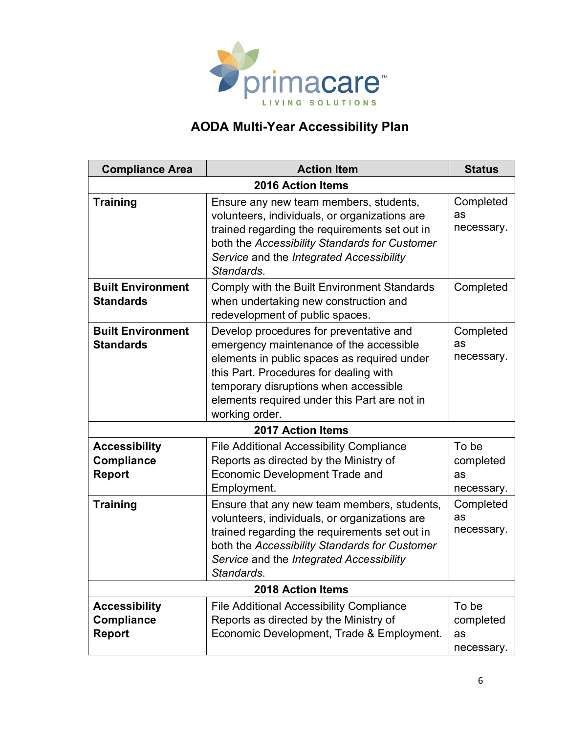# AODA Multi-Year Accessibility Plan

| Compliance Area | Action Item | Status |
|---|---|---|
| **2016 Action Items** | | |
| **Training** | Ensure any new team members, students, volunteers, individuals, or organizations are trained regarding the requirements set out in both the *Accessibility Standards for Customer Service* and the *Integrated Accessibility Standards*. | Completed as necessary. |
| **Built Environment Standards** | Comply with the Built Environment Standards when undertaking new construction and redevelopment of public spaces. | Completed |
| **Built Environment Standards** | Develop procedures for preventative and emergency maintenance of the accessible elements in public spaces as required under this Part. Procedures for dealing with temporary disruptions when accessible elements required under this Part are not in working order. | Completed as necessary. |
| **2017 Action Items** | | |
| **Accessibility Compliance Report** | File Additional Accessibility Compliance Reports as directed by the Ministry of Economic Development Trade and Employment. | To be completed as necessary. |
| **Training** | Ensure that any new team members, students, volunteers, individuals, or organizations are trained regarding the requirements set out in both the *Accessibility Standards for Customer Service* and the *Integrated Accessibility Standards*. | Completed as necessary. |
| **2018 Action Items** | | |
| **Accessibility Compliance Report** | File Additional Accessibility Compliance Reports as directed by the Ministry of Economic Development, Trade & Employment. | To be completed as necessary. |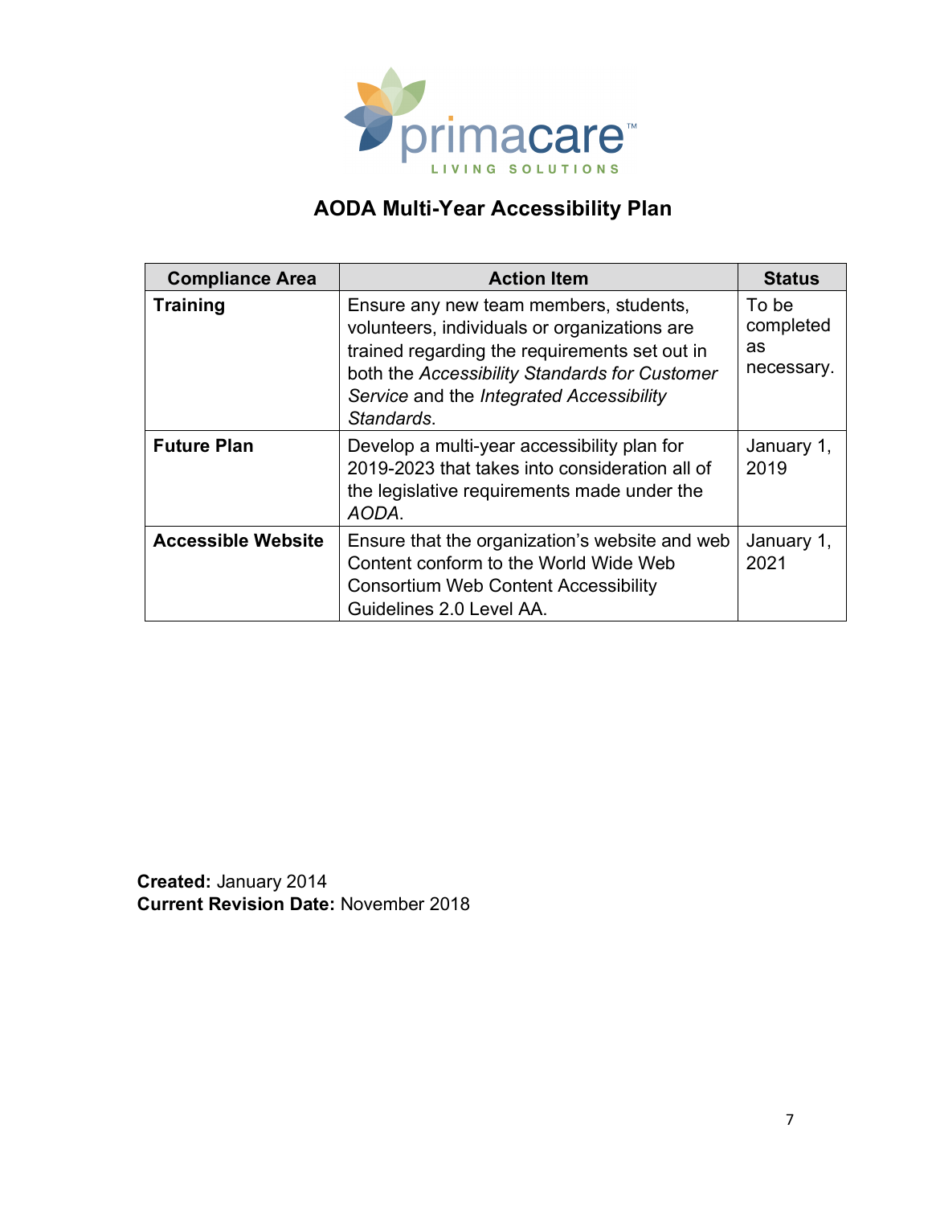## AODA Multi-Year Accessibility Plan

| Compliance Area | Action Item | Status |
|---|---|---|
| **Training** | Ensure any new team members, students, volunteers, individuals or organizations are trained regarding the requirements set out in both the *Accessibility Standards for Customer Service* and the *Integrated Accessibility Standards*. | To be completed as necessary. |
| **Future Plan** | Develop a multi-year accessibility plan for 2019-2023 that takes into consideration all of the legislative requirements made under the *AODA*. | January 1, 2019 |
| **Accessible Website** | Ensure that the organization's website and web Content conform to the World Wide Web Consortium Web Content Accessibility Guidelines 2.0 Level AA. | January 1, 2021 |

**Created:** January 2014
**Current Revision Date:** November 2018